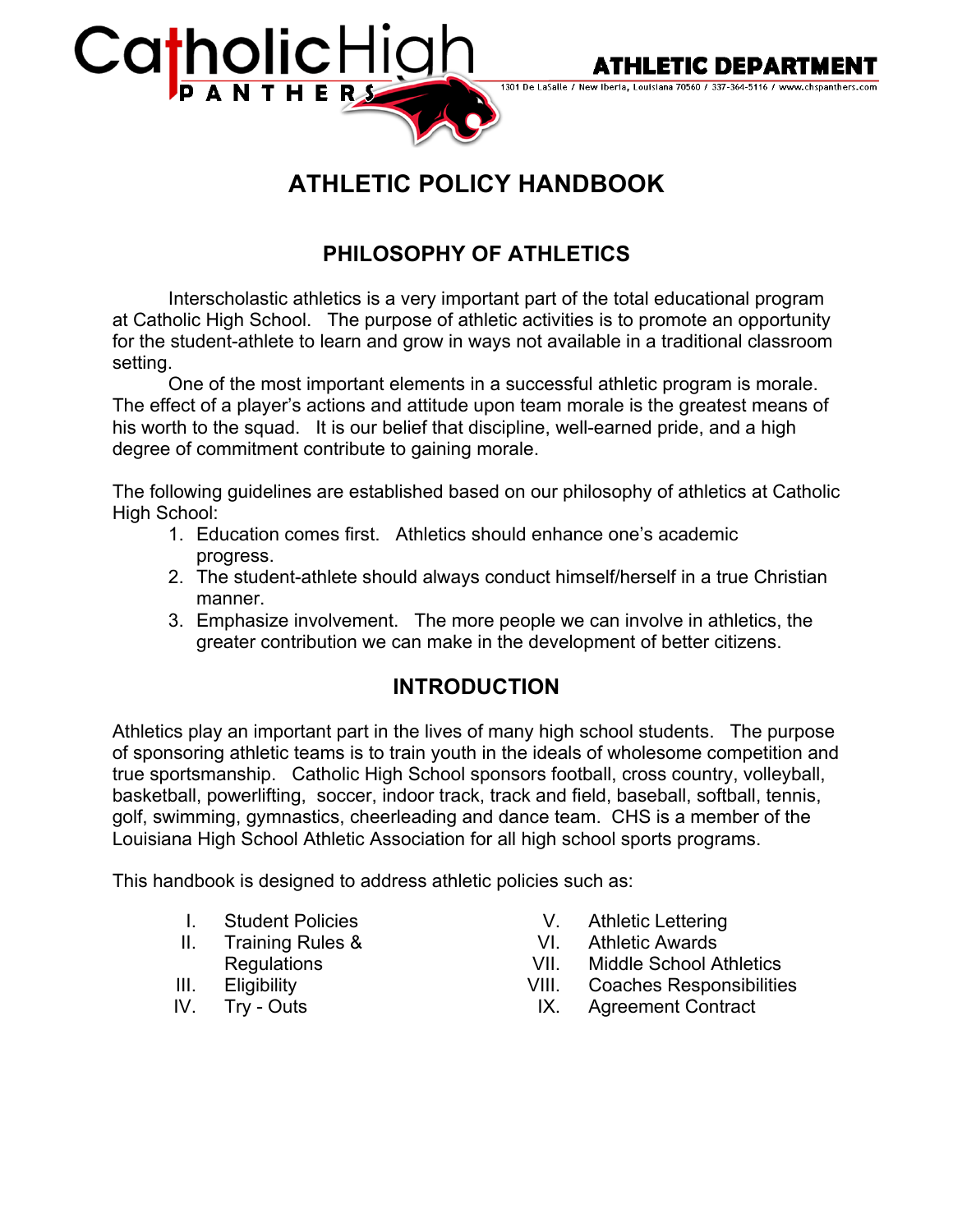Catholic High PANTHERS

ATHLETIC DEPARTMENT

1301 De LaSalle / New Iberia, Louisiana 70560 / 337-364-5116 / www.chspanthers.com

# ATHLETIC POLICY HANDBOOK

## PHILOSOPHY OF ATHLETICS

Interscholastic athletics is a very important part of the total educational program at Catholic High School. The purpose of athletic activities is to promote an opportunity for the student-athlete to learn and grow in ways not available in a traditional classroom setting.

One of the most important elements in a successful athletic program is morale. The effect of a player's actions and attitude upon team morale is the greatest means of his worth to the squad. It is our belief that discipline, well-earned pride, and a high degree of commitment contribute to gaining morale.

The following guidelines are established based on our philosophy of athletics at Catholic High School:

1. Education comes first. Athletics should enhance one's academic progress.
2. The student-athlete should always conduct himself/herself in a true Christian manner.
3. Emphasize involvement. The more people we can involve in athletics, the greater contribution we can make in the development of better citizens.

## INTRODUCTION

Athletics play an important part in the lives of many high school students. The purpose of sponsoring athletic teams is to train youth in the ideals of wholesome competition and true sportsmanship. Catholic High School sponsors football, cross country, volleyball, basketball, powerlifting, soccer, indoor track, track and field, baseball, softball, tennis, golf, swimming, gymnastics, cheerleading and dance team. CHS is a member of the Louisiana High School Athletic Association for all high school sports programs.

This handbook is designed to address athletic policies such as:

- I. Student Policies
- II. Training Rules & Regulations
- III. Eligibility
- IV. Try - Outs
- V. Athletic Lettering
- VI. Athletic Awards
- VII. Middle School Athletics
- VIII. Coaches Responsibilities
- IX. Agreement Contract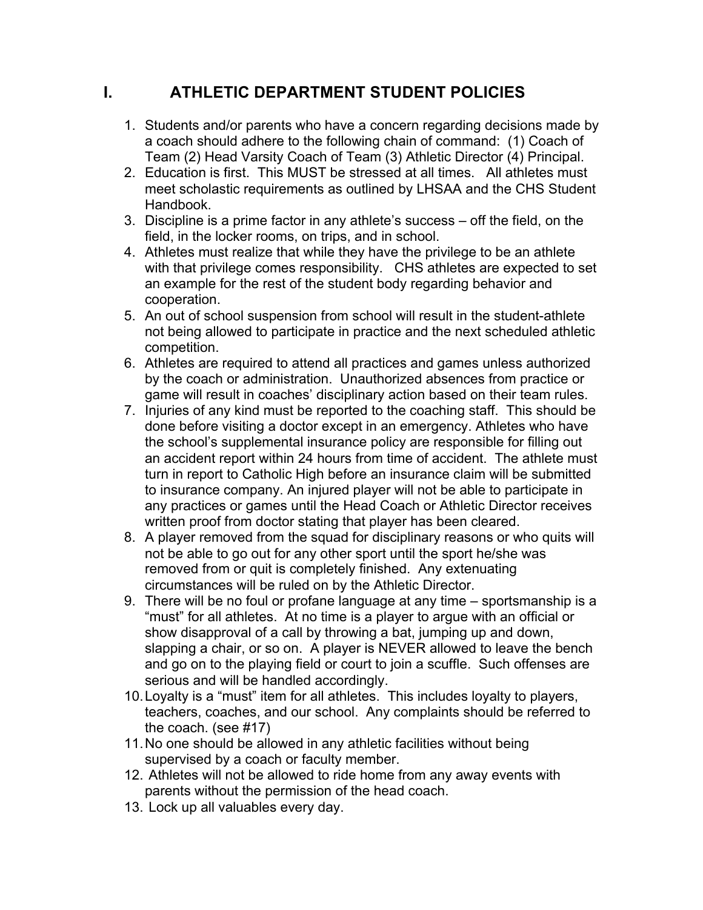## I. ATHLETIC DEPARTMENT STUDENT POLICIES

1. Students and/or parents who have a concern regarding decisions made by a coach should adhere to the following chain of command: (1) Coach of Team (2) Head Varsity Coach of Team (3) Athletic Director (4) Principal.
2. Education is first. This MUST be stressed at all times. All athletes must meet scholastic requirements as outlined by LHSAA and the CHS Student Handbook.
3. Discipline is a prime factor in any athlete's success – off the field, on the field, in the locker rooms, on trips, and in school.
4. Athletes must realize that while they have the privilege to be an athlete with that privilege comes responsibility. CHS athletes are expected to set an example for the rest of the student body regarding behavior and cooperation.
5. An out of school suspension from school will result in the student-athlete not being allowed to participate in practice and the next scheduled athletic competition.
6. Athletes are required to attend all practices and games unless authorized by the coach or administration. Unauthorized absences from practice or game will result in coaches' disciplinary action based on their team rules.
7. Injuries of any kind must be reported to the coaching staff. This should be done before visiting a doctor except in an emergency. Athletes who have the school's supplemental insurance policy are responsible for filling out an accident report within 24 hours from time of accident. The athlete must turn in report to Catholic High before an insurance claim will be submitted to insurance company. An injured player will not be able to participate in any practices or games until the Head Coach or Athletic Director receives written proof from doctor stating that player has been cleared.
8. A player removed from the squad for disciplinary reasons or who quits will not be able to go out for any other sport until the sport he/she was removed from or quit is completely finished. Any extenuating circumstances will be ruled on by the Athletic Director.
9. There will be no foul or profane language at any time – sportsmanship is a "must" for all athletes. At no time is a player to argue with an official or show disapproval of a call by throwing a bat, jumping up and down, slapping a chair, or so on. A player is NEVER allowed to leave the bench and go on to the playing field or court to join a scuffle. Such offenses are serious and will be handled accordingly.
10. Loyalty is a "must" item for all athletes. This includes loyalty to players, teachers, coaches, and our school. Any complaints should be referred to the coach. (see #17)
11. No one should be allowed in any athletic facilities without being supervised by a coach or faculty member.
12. Athletes will not be allowed to ride home from any away events with parents without the permission of the head coach.
13. Lock up all valuables every day.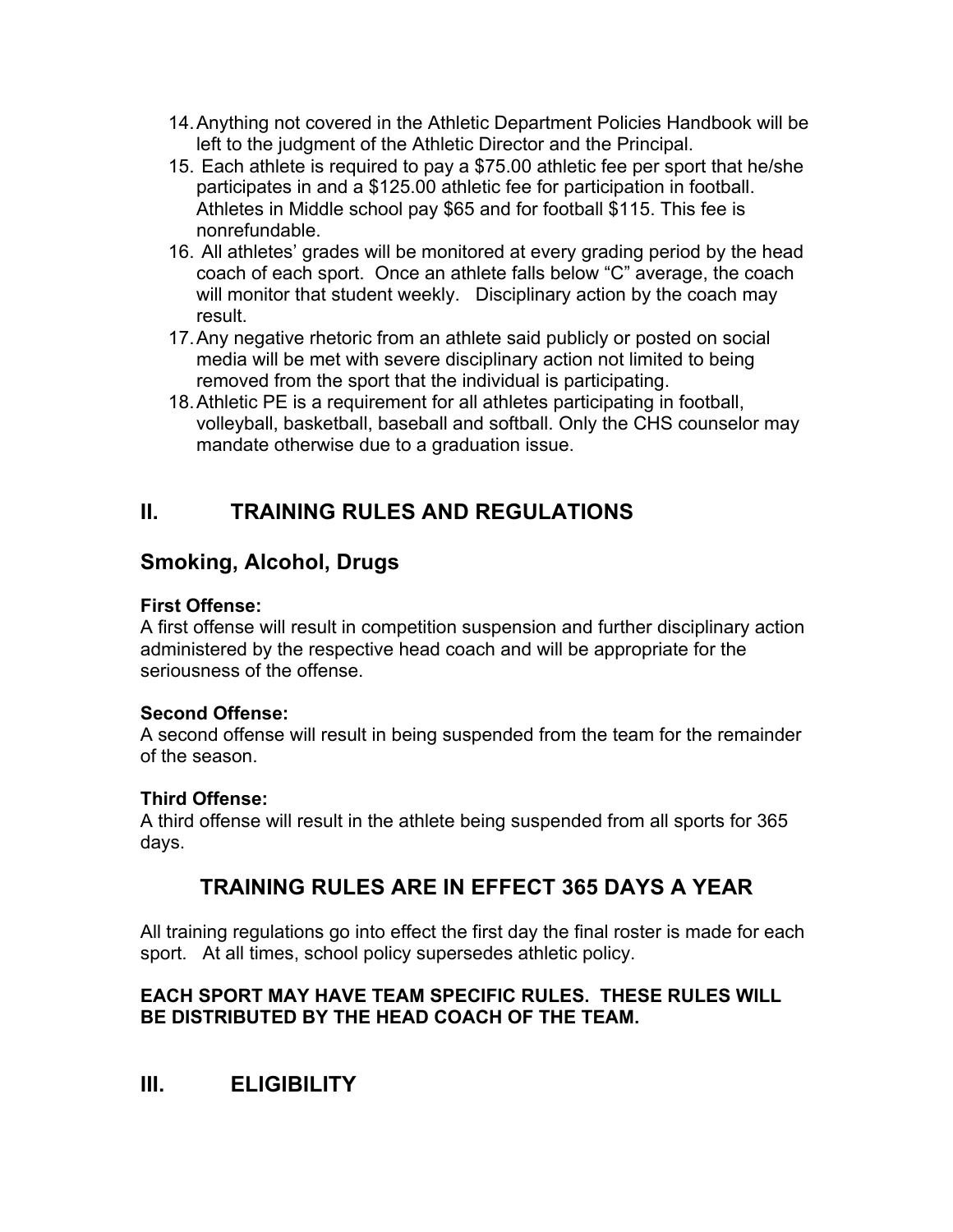14. Anything not covered in the Athletic Department Policies Handbook will be left to the judgment of the Athletic Director and the Principal.
15. Each athlete is required to pay a $75.00 athletic fee per sport that he/she participates in and a $125.00 athletic fee for participation in football. Athletes in Middle school pay $65 and for football $115. This fee is nonrefundable.
16. All athletes' grades will be monitored at every grading period by the head coach of each sport. Once an athlete falls below "C" average, the coach will monitor that student weekly. Disciplinary action by the coach may result.
17. Any negative rhetoric from an athlete said publicly or posted on social media will be met with severe disciplinary action not limited to being removed from the sport that the individual is participating.
18. Athletic PE is a requirement for all athletes participating in football, volleyball, basketball, baseball and softball. Only the CHS counselor may mandate otherwise due to a graduation issue.

# II. TRAINING RULES AND REGULATIONS

## Smoking, Alcohol, Drugs

**First Offense:**
A first offense will result in competition suspension and further disciplinary action administered by the respective head coach and will be appropriate for the seriousness of the offense.

**Second Offense:**
A second offense will result in being suspended from the team for the remainder of the season.

**Third Offense:**
A third offense will result in the athlete being suspended from all sports for 365 days.

## TRAINING RULES ARE IN EFFECT 365 DAYS A YEAR

All training regulations go into effect the first day the final roster is made for each sport. At all times, school policy supersedes athletic policy.

**EACH SPORT MAY HAVE TEAM SPECIFIC RULES. THESE RULES WILL BE DISTRIBUTED BY THE HEAD COACH OF THE TEAM.**

# III. ELIGIBILITY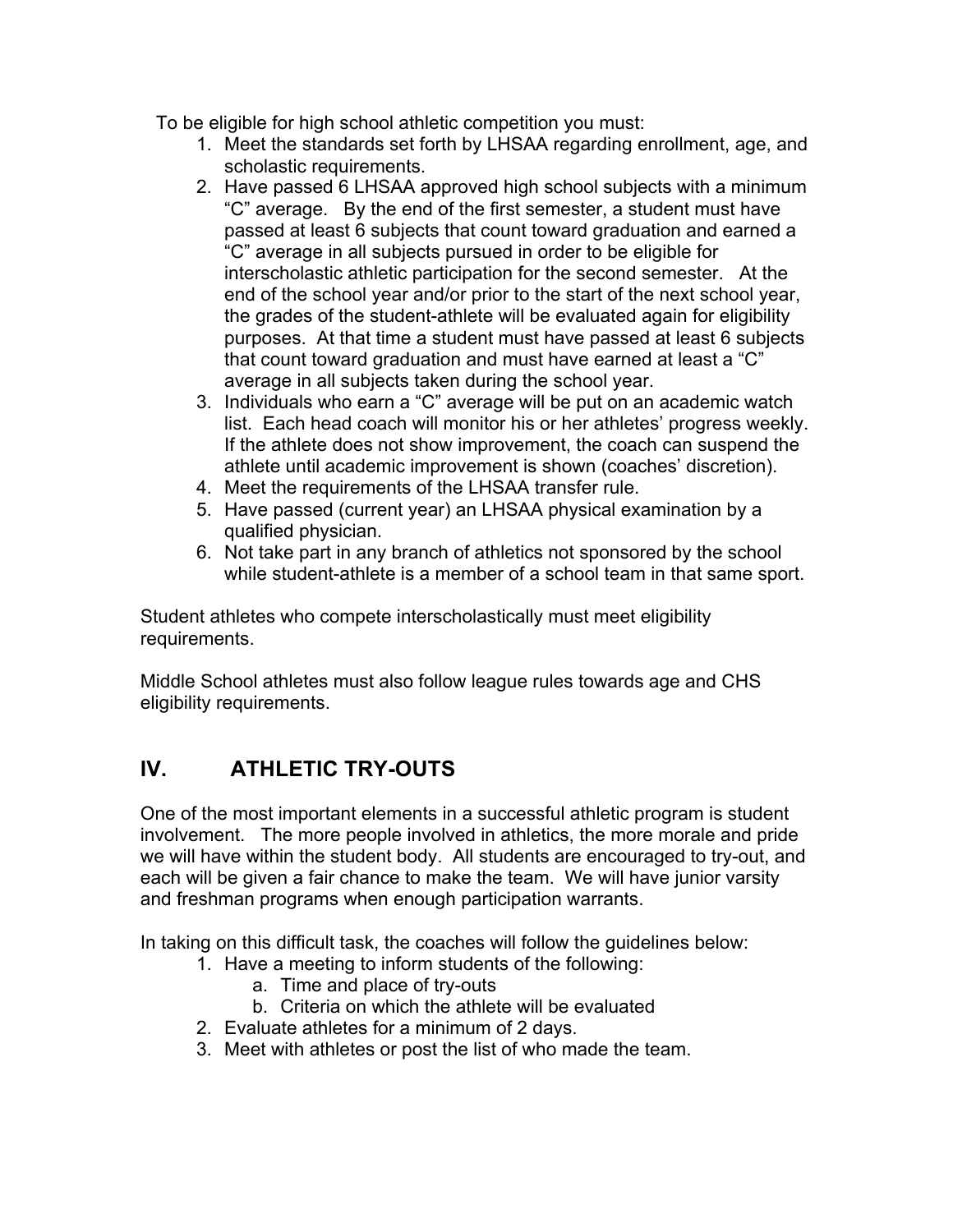To be eligible for high school athletic competition you must:

1. Meet the standards set forth by LHSAA regarding enrollment, age, and scholastic requirements.
2. Have passed 6 LHSAA approved high school subjects with a minimum "C" average. By the end of the first semester, a student must have passed at least 6 subjects that count toward graduation and earned a "C" average in all subjects pursued in order to be eligible for interscholastic athletic participation for the second semester. At the end of the school year and/or prior to the start of the next school year, the grades of the student-athlete will be evaluated again for eligibility purposes. At that time a student must have passed at least 6 subjects that count toward graduation and must have earned at least a "C" average in all subjects taken during the school year.
3. Individuals who earn a "C" average will be put on an academic watch list. Each head coach will monitor his or her athletes' progress weekly. If the athlete does not show improvement, the coach can suspend the athlete until academic improvement is shown (coaches' discretion).
4. Meet the requirements of the LHSAA transfer rule.
5. Have passed (current year) an LHSAA physical examination by a qualified physician.
6. Not take part in any branch of athletics not sponsored by the school while student-athlete is a member of a school team in that same sport.

Student athletes who compete interscholastically must meet eligibility requirements.

Middle School athletes must also follow league rules towards age and CHS eligibility requirements.

## IV. ATHLETIC TRY-OUTS

One of the most important elements in a successful athletic program is student involvement. The more people involved in athletics, the more morale and pride we will have within the student body. All students are encouraged to try-out, and each will be given a fair chance to make the team. We will have junior varsity and freshman programs when enough participation warrants.

In taking on this difficult task, the coaches will follow the guidelines below:

1. Have a meeting to inform students of the following:
   a. Time and place of try-outs
   b. Criteria on which the athlete will be evaluated
2. Evaluate athletes for a minimum of 2 days.
3. Meet with athletes or post the list of who made the team.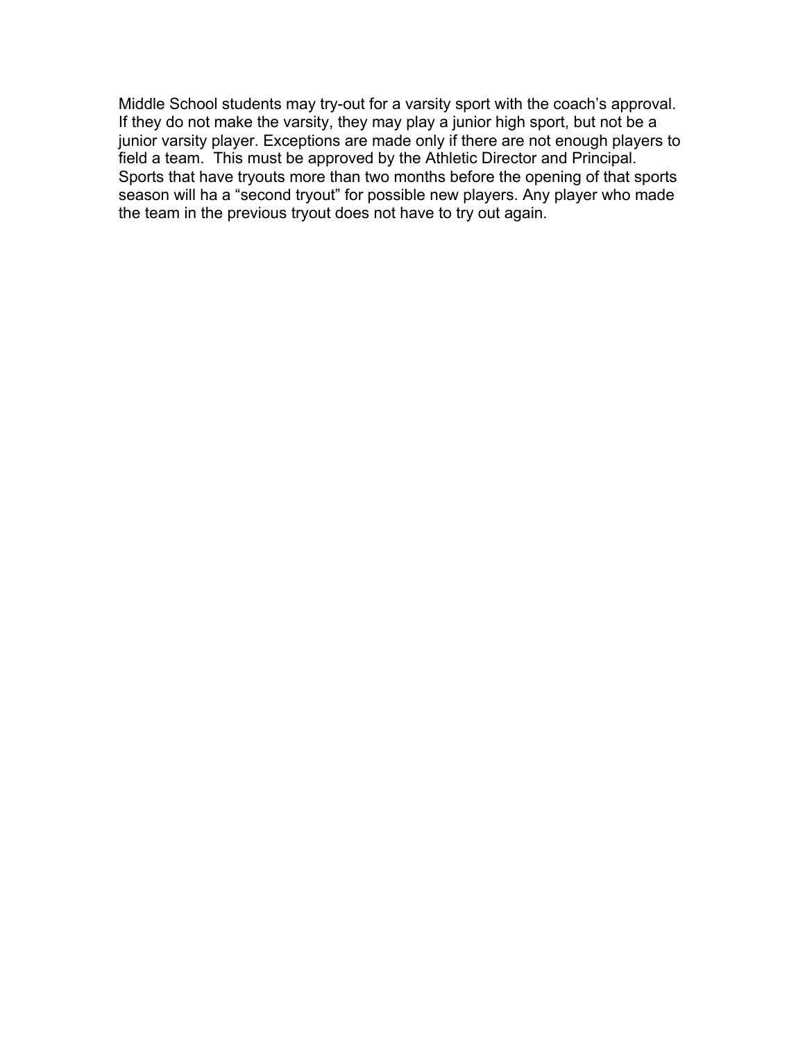Middle School students may try-out for a varsity sport with the coach's approval. If they do not make the varsity, they may play a junior high sport, but not be a junior varsity player. Exceptions are made only if there are not enough players to field a team. This must be approved by the Athletic Director and Principal. Sports that have tryouts more than two months before the opening of that sports season will ha a "second tryout" for possible new players. Any player who made the team in the previous tryout does not have to try out again.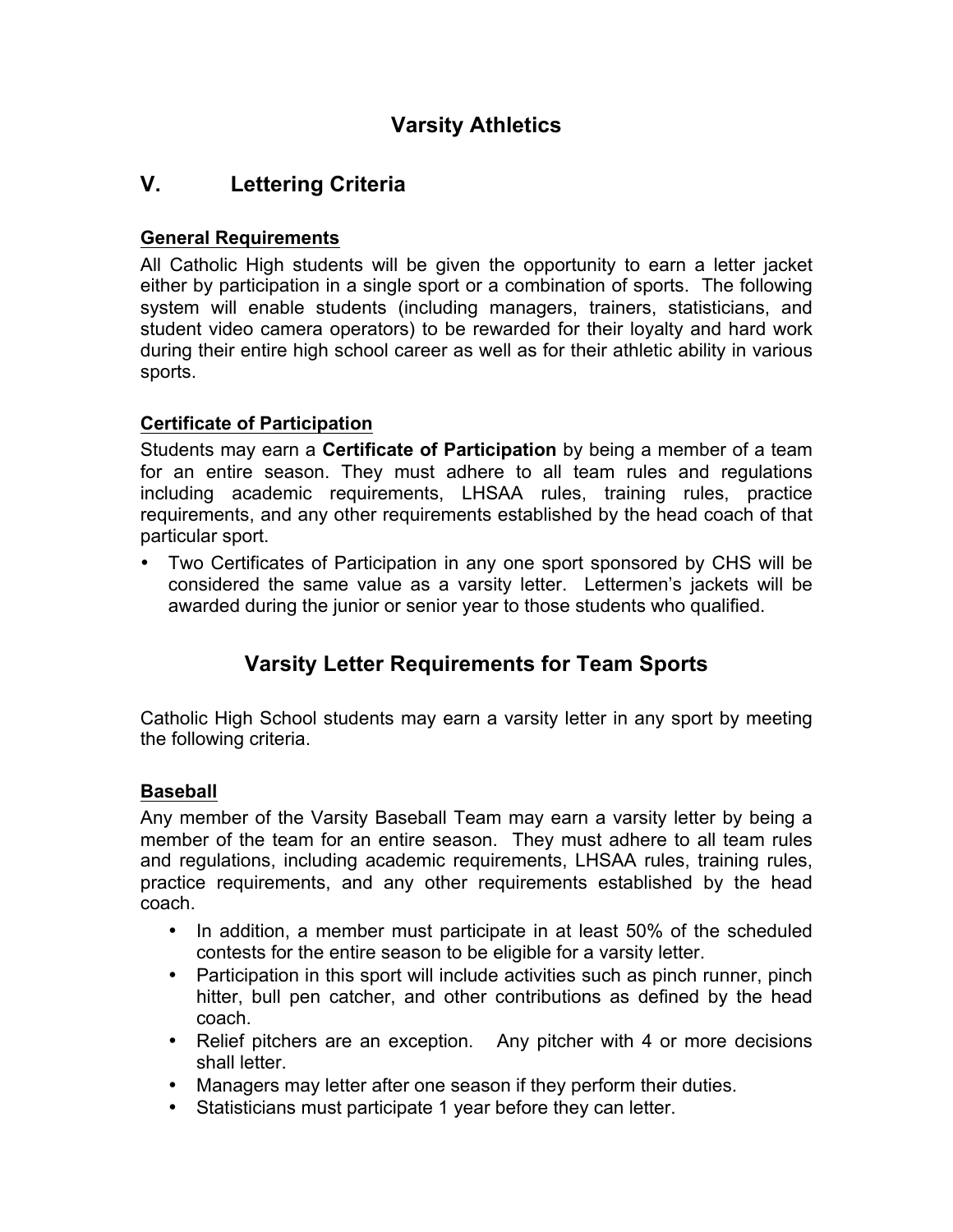# Varsity Athletics

## V. Lettering Criteria

### General Requirements

All Catholic High students will be given the opportunity to earn a letter jacket either by participation in a single sport or a combination of sports. The following system will enable students (including managers, trainers, statisticians, and student video camera operators) to be rewarded for their loyalty and hard work during their entire high school career as well as for their athletic ability in various sports.

### Certificate of Participation

Students may earn a **Certificate of Participation** by being a member of a team for an entire season. They must adhere to all team rules and regulations including academic requirements, LHSAA rules, training rules, practice requirements, and any other requirements established by the head coach of that particular sport.

- Two Certificates of Participation in any one sport sponsored by CHS will be considered the same value as a varsity letter. Lettermen's jackets will be awarded during the junior or senior year to those students who qualified.

## Varsity Letter Requirements for Team Sports

Catholic High School students may earn a varsity letter in any sport by meeting the following criteria.

### Baseball

Any member of the Varsity Baseball Team may earn a varsity letter by being a member of the team for an entire season. They must adhere to all team rules and regulations, including academic requirements, LHSAA rules, training rules, practice requirements, and any other requirements established by the head coach.

- In addition, a member must participate in at least 50% of the scheduled contests for the entire season to be eligible for a varsity letter.
- Participation in this sport will include activities such as pinch runner, pinch hitter, bull pen catcher, and other contributions as defined by the head coach.
- Relief pitchers are an exception. Any pitcher with 4 or more decisions shall letter.
- Managers may letter after one season if they perform their duties.
- Statisticians must participate 1 year before they can letter.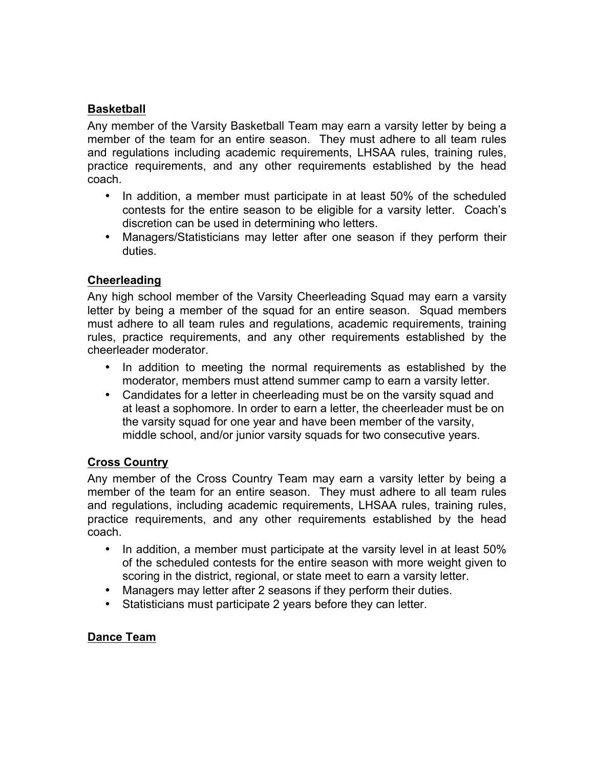**Basketball**

Any member of the Varsity Basketball Team may earn a varsity letter by being a member of the team for an entire season. They must adhere to all team rules and regulations including academic requirements, LHSAA rules, training rules, practice requirements, and any other requirements established by the head coach.

- In addition, a member must participate in at least 50% of the scheduled contests for the entire season to be eligible for a varsity letter. Coach's discretion can be used in determining who letters.
- Managers/Statisticians may letter after one season if they perform their duties.

**Cheerleading**

Any high school member of the Varsity Cheerleading Squad may earn a varsity letter by being a member of the squad for an entire season. Squad members must adhere to all team rules and regulations, academic requirements, training rules, practice requirements, and any other requirements established by the cheerleader moderator.

- In addition to meeting the normal requirements as established by the moderator, members must attend summer camp to earn a varsity letter.
- Candidates for a letter in cheerleading must be on the varsity squad and at least a sophomore. In order to earn a letter, the cheerleader must be on the varsity squad for one year and have been member of the varsity, middle school, and/or junior varsity squads for two consecutive years.

**Cross Country**

Any member of the Cross Country Team may earn a varsity letter by being a member of the team for an entire season. They must adhere to all team rules and regulations, including academic requirements, LHSAA rules, training rules, practice requirements, and any other requirements established by the head coach.

- In addition, a member must participate at the varsity level in at least 50% of the scheduled contests for the entire season with more weight given to scoring in the district, regional, or state meet to earn a varsity letter.
- Managers may letter after 2 seasons if they perform their duties.
- Statisticians must participate 2 years before they can letter.

**Dance Team**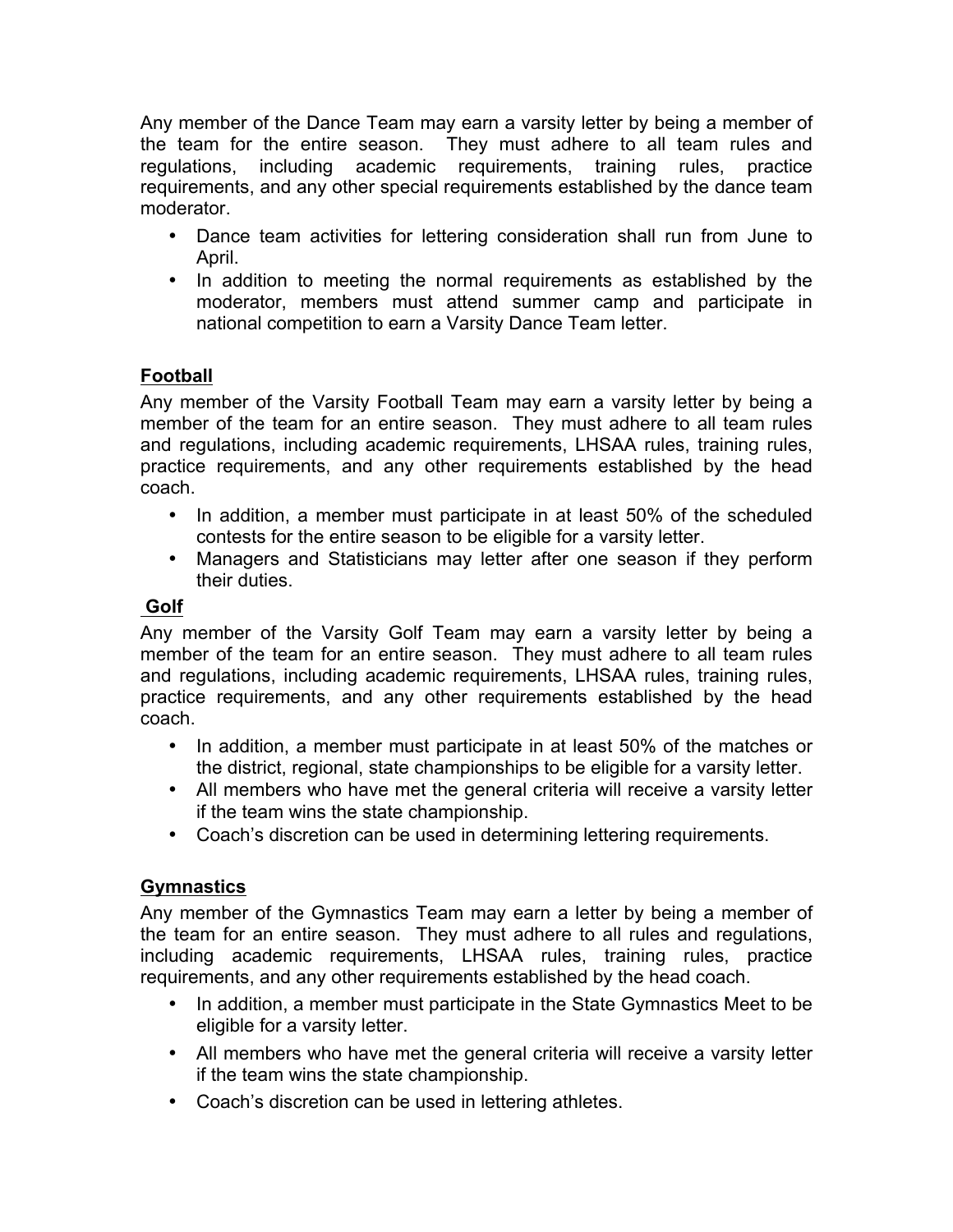Any member of the Dance Team may earn a varsity letter by being a member of the team for the entire season. They must adhere to all team rules and regulations, including academic requirements, training rules, practice requirements, and any other special requirements established by the dance team moderator.

- Dance team activities for lettering consideration shall run from June to April.
- In addition to meeting the normal requirements as established by the moderator, members must attend summer camp and participate in national competition to earn a Varsity Dance Team letter.

## Football

Any member of the Varsity Football Team may earn a varsity letter by being a member of the team for an entire season. They must adhere to all team rules and regulations, including academic requirements, LHSAA rules, training rules, practice requirements, and any other requirements established by the head coach.

- In addition, a member must participate in at least 50% of the scheduled contests for the entire season to be eligible for a varsity letter.
- Managers and Statisticians may letter after one season if they perform their duties.

## Golf

Any member of the Varsity Golf Team may earn a varsity letter by being a member of the team for an entire season. They must adhere to all team rules and regulations, including academic requirements, LHSAA rules, training rules, practice requirements, and any other requirements established by the head coach.

- In addition, a member must participate in at least 50% of the matches or the district, regional, state championships to be eligible for a varsity letter.
- All members who have met the general criteria will receive a varsity letter if the team wins the state championship.
- Coach's discretion can be used in determining lettering requirements.

## Gymnastics

Any member of the Gymnastics Team may earn a letter by being a member of the team for an entire season. They must adhere to all rules and regulations, including academic requirements, LHSAA rules, training rules, practice requirements, and any other requirements established by the head coach.

- In addition, a member must participate in the State Gymnastics Meet to be eligible for a varsity letter.
- All members who have met the general criteria will receive a varsity letter if the team wins the state championship.
- Coach's discretion can be used in lettering athletes.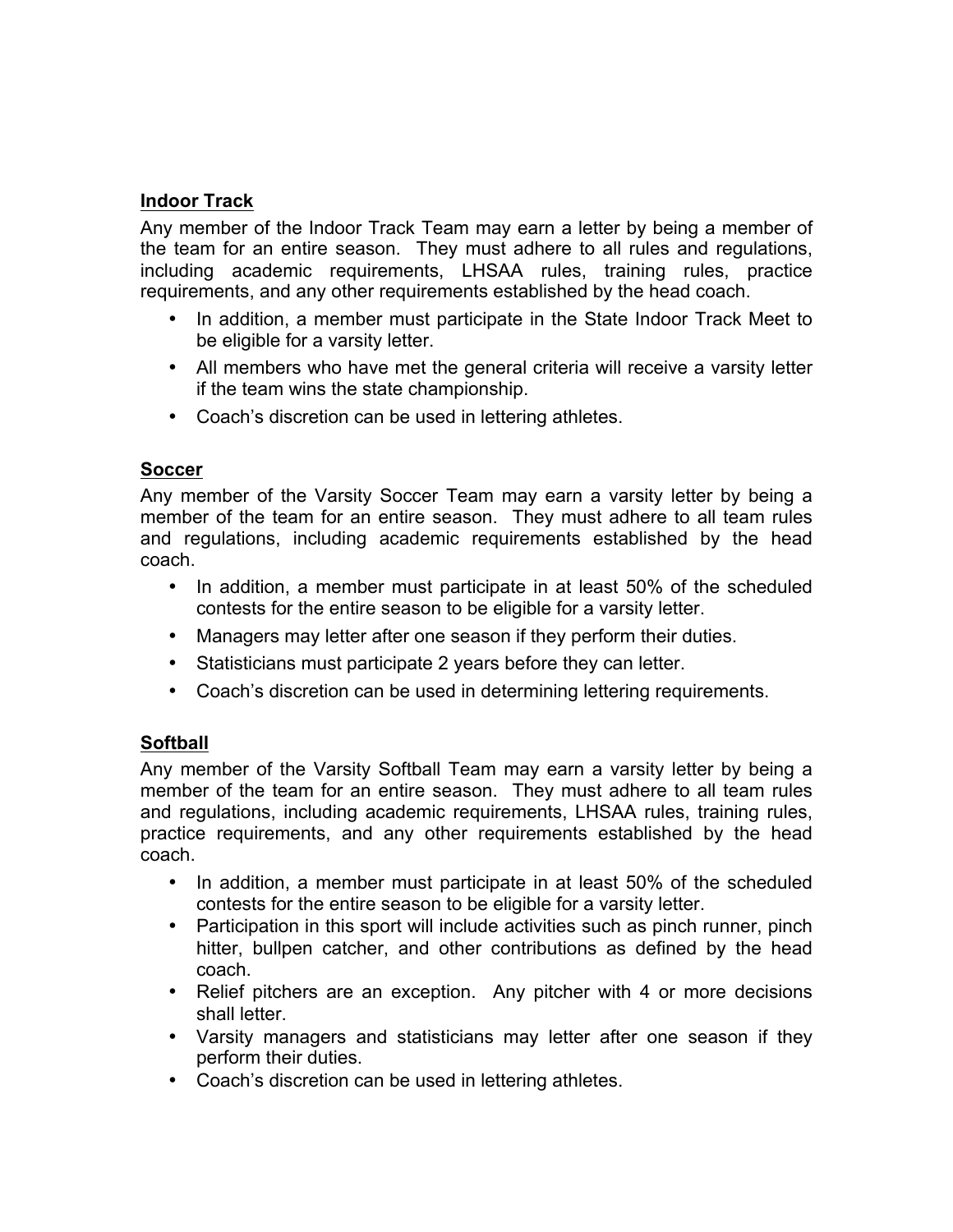**Indoor Track**

Any member of the Indoor Track Team may earn a letter by being a member of the team for an entire season. They must adhere to all rules and regulations, including academic requirements, LHSAA rules, training rules, practice requirements, and any other requirements established by the head coach.

- In addition, a member must participate in the State Indoor Track Meet to be eligible for a varsity letter.
- All members who have met the general criteria will receive a varsity letter if the team wins the state championship.
- Coach's discretion can be used in lettering athletes.

**Soccer**

Any member of the Varsity Soccer Team may earn a varsity letter by being a member of the team for an entire season. They must adhere to all team rules and regulations, including academic requirements established by the head coach.

- In addition, a member must participate in at least 50% of the scheduled contests for the entire season to be eligible for a varsity letter.
- Managers may letter after one season if they perform their duties.
- Statisticians must participate 2 years before they can letter.
- Coach's discretion can be used in determining lettering requirements.

**Softball**

Any member of the Varsity Softball Team may earn a varsity letter by being a member of the team for an entire season. They must adhere to all team rules and regulations, including academic requirements, LHSAA rules, training rules, practice requirements, and any other requirements established by the head coach.

- In addition, a member must participate in at least 50% of the scheduled contests for the entire season to be eligible for a varsity letter.
- Participation in this sport will include activities such as pinch runner, pinch hitter, bullpen catcher, and other contributions as defined by the head coach.
- Relief pitchers are an exception. Any pitcher with 4 or more decisions shall letter.
- Varsity managers and statisticians may letter after one season if they perform their duties.
- Coach's discretion can be used in lettering athletes.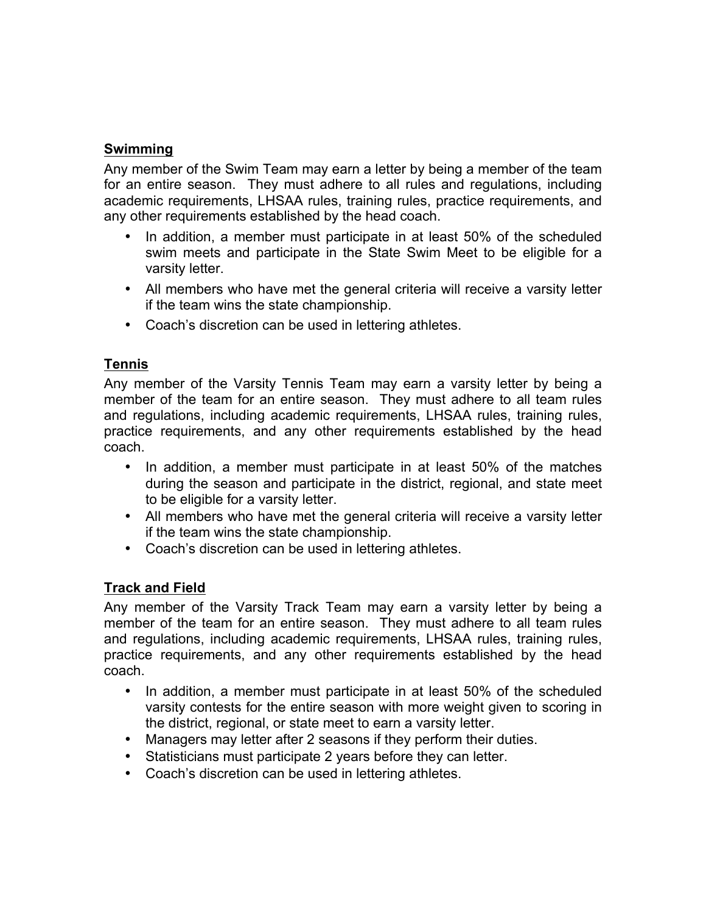**Swimming**

Any member of the Swim Team may earn a letter by being a member of the team for an entire season. They must adhere to all rules and regulations, including academic requirements, LHSAA rules, training rules, practice requirements, and any other requirements established by the head coach.

- In addition, a member must participate in at least 50% of the scheduled swim meets and participate in the State Swim Meet to be eligible for a varsity letter.
- All members who have met the general criteria will receive a varsity letter if the team wins the state championship.
- Coach's discretion can be used in lettering athletes.

**Tennis**

Any member of the Varsity Tennis Team may earn a varsity letter by being a member of the team for an entire season. They must adhere to all team rules and regulations, including academic requirements, LHSAA rules, training rules, practice requirements, and any other requirements established by the head coach.

- In addition, a member must participate in at least 50% of the matches during the season and participate in the district, regional, and state meet to be eligible for a varsity letter.
- All members who have met the general criteria will receive a varsity letter if the team wins the state championship.
- Coach's discretion can be used in lettering athletes.

**Track and Field**

Any member of the Varsity Track Team may earn a varsity letter by being a member of the team for an entire season. They must adhere to all team rules and regulations, including academic requirements, LHSAA rules, training rules, practice requirements, and any other requirements established by the head coach.

- In addition, a member must participate in at least 50% of the scheduled varsity contests for the entire season with more weight given to scoring in the district, regional, or state meet to earn a varsity letter.
- Managers may letter after 2 seasons if they perform their duties.
- Statisticians must participate 2 years before they can letter.
- Coach's discretion can be used in lettering athletes.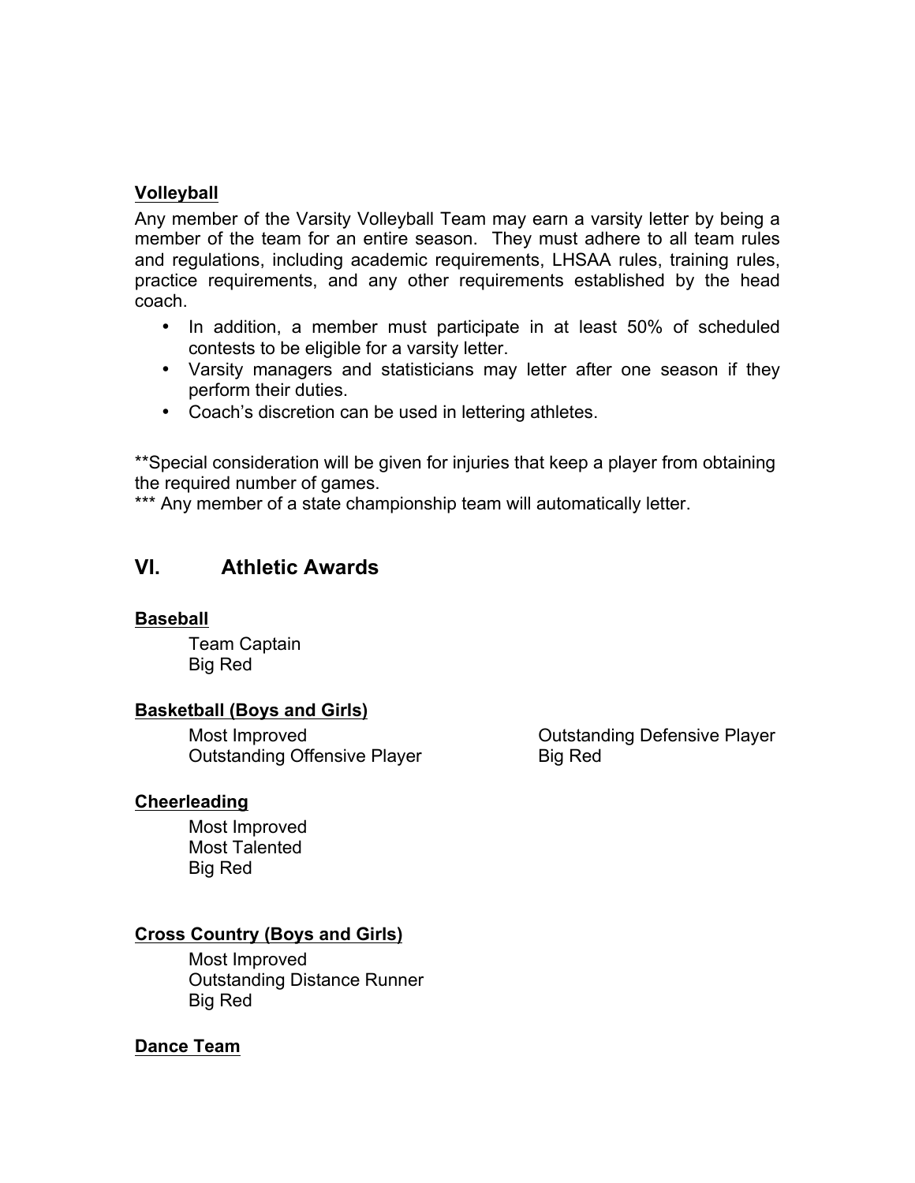**Volleyball**

Any member of the Varsity Volleyball Team may earn a varsity letter by being a member of the team for an entire season. They must adhere to all team rules and regulations, including academic requirements, LHSAA rules, training rules, practice requirements, and any other requirements established by the head coach.

- In addition, a member must participate in at least 50% of scheduled contests to be eligible for a varsity letter.
- Varsity managers and statisticians may letter after one season if they perform their duties.
- Coach's discretion can be used in lettering athletes.

**Special consideration will be given for injuries that keep a player from obtaining the required number of games.

*** Any member of a state championship team will automatically letter.

## VI. Athletic Awards

**Baseball**

Team Captain
Big Red

**Basketball (Boys and Girls)**

Most Improved
Outstanding Offensive Player
Outstanding Defensive Player
Big Red

**Cheerleading**

Most Improved
Most Talented
Big Red

**Cross Country (Boys and Girls)**

Most Improved
Outstanding Distance Runner
Big Red

**Dance Team**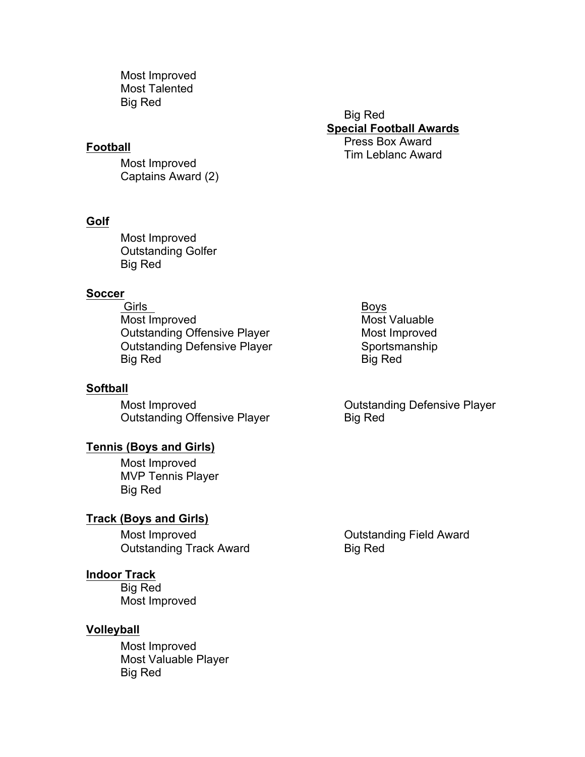Most Improved
Most Talented
Big Red

**Football**

Most Improved
Captains Award (2)
Big Red

**Special Football Awards**

Press Box Award
Tim Leblanc Award

**Golf**

Most Improved
Outstanding Golfer
Big Red

**Soccer**

Girls

Most Improved
Outstanding Offensive Player
Outstanding Defensive Player
Big Red

Boys

Most Valuable
Most Improved
Sportsmanship
Big Red

**Softball**

Most Improved
Outstanding Offensive Player
Outstanding Defensive Player
Big Red

**Tennis (Boys and Girls)**

Most Improved
MVP Tennis Player
Big Red

**Track (Boys and Girls)**

Most Improved
Outstanding Track Award
Outstanding Field Award
Big Red

**Indoor Track**

Big Red
Most Improved

**Volleyball**

Most Improved
Most Valuable Player
Big Red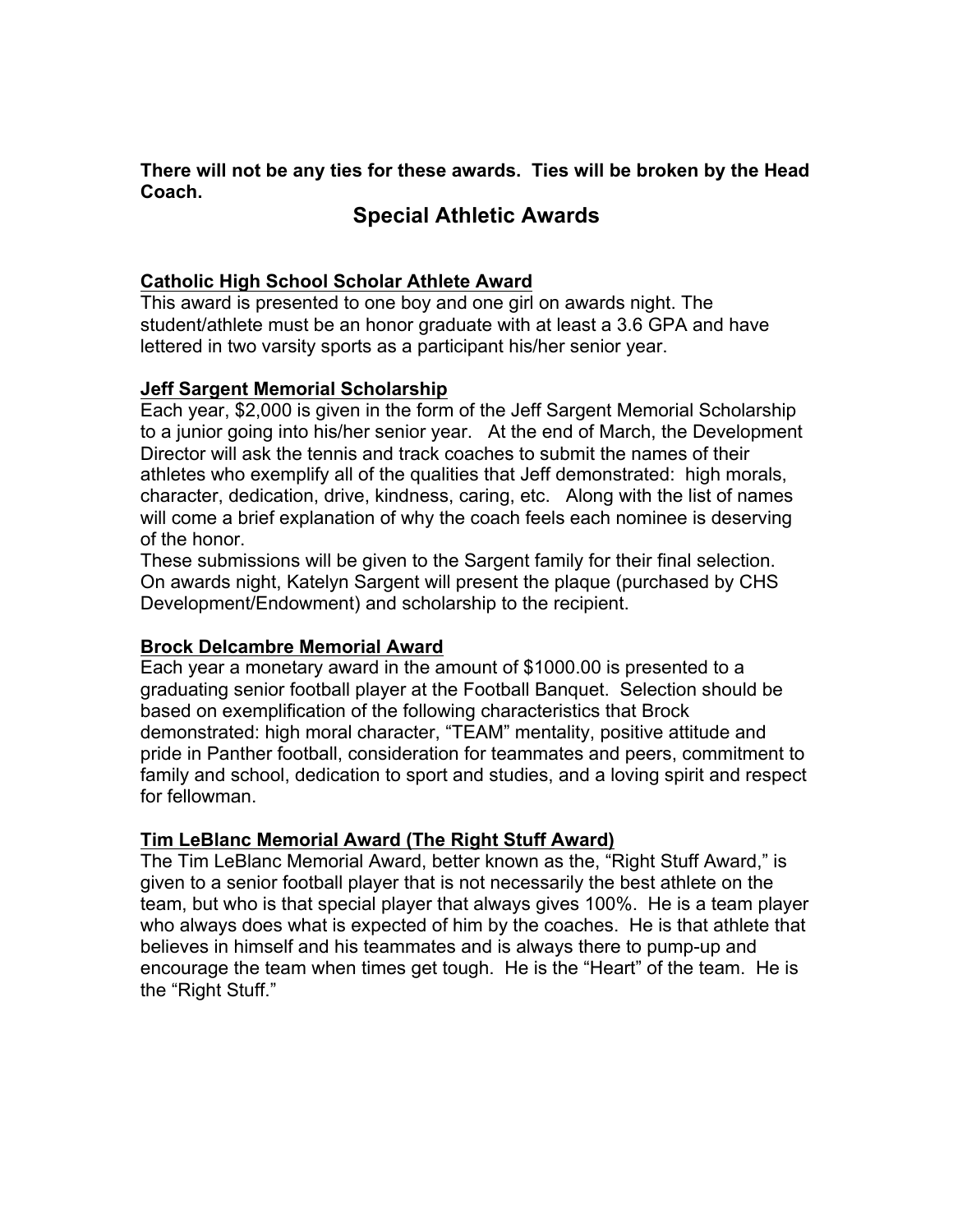**There will not be any ties for these awards. Ties will be broken by the Head Coach.**

## Special Athletic Awards

### Catholic High School Scholar Athlete Award

This award is presented to one boy and one girl on awards night. The student/athlete must be an honor graduate with at least a 3.6 GPA and have lettered in two varsity sports as a participant his/her senior year.

### Jeff Sargent Memorial Scholarship

Each year, $2,000 is given in the form of the Jeff Sargent Memorial Scholarship to a junior going into his/her senior year. At the end of March, the Development Director will ask the tennis and track coaches to submit the names of their athletes who exemplify all of the qualities that Jeff demonstrated: high morals, character, dedication, drive, kindness, caring, etc. Along with the list of names will come a brief explanation of why the coach feels each nominee is deserving of the honor.

These submissions will be given to the Sargent family for their final selection. On awards night, Katelyn Sargent will present the plaque (purchased by CHS Development/Endowment) and scholarship to the recipient.

### Brock Delcambre Memorial Award

Each year a monetary award in the amount of $1000.00 is presented to a graduating senior football player at the Football Banquet. Selection should be based on exemplification of the following characteristics that Brock demonstrated: high moral character, "TEAM" mentality, positive attitude and pride in Panther football, consideration for teammates and peers, commitment to family and school, dedication to sport and studies, and a loving spirit and respect for fellowman.

### Tim LeBlanc Memorial Award (The Right Stuff Award)

The Tim LeBlanc Memorial Award, better known as the, "Right Stuff Award," is given to a senior football player that is not necessarily the best athlete on the team, but who is that special player that always gives 100%. He is a team player who always does what is expected of him by the coaches. He is that athlete that believes in himself and his teammates and is always there to pump-up and encourage the team when times get tough. He is the "Heart" of the team. He is the "Right Stuff."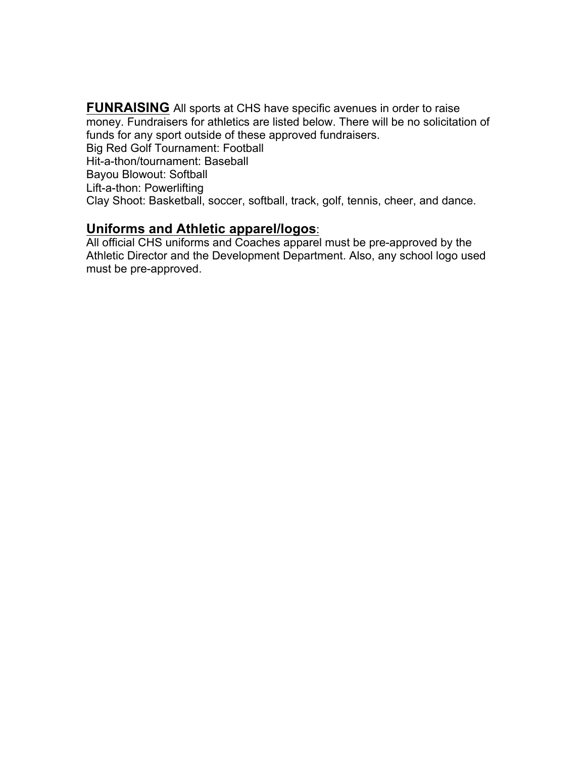**FUNRAISING** All sports at CHS have specific avenues in order to raise money. Fundraisers for athletics are listed below. There will be no solicitation of funds for any sport outside of these approved fundraisers.
Big Red Golf Tournament: Football
Hit-a-thon/tournament: Baseball
Bayou Blowout: Softball
Lift-a-thon: Powerlifting
Clay Shoot: Basketball, soccer, softball, track, golf, tennis, cheer, and dance.

## Uniforms and Athletic apparel/logos:

All official CHS uniforms and Coaches apparel must be pre-approved by the Athletic Director and the Development Department. Also, any school logo used must be pre-approved.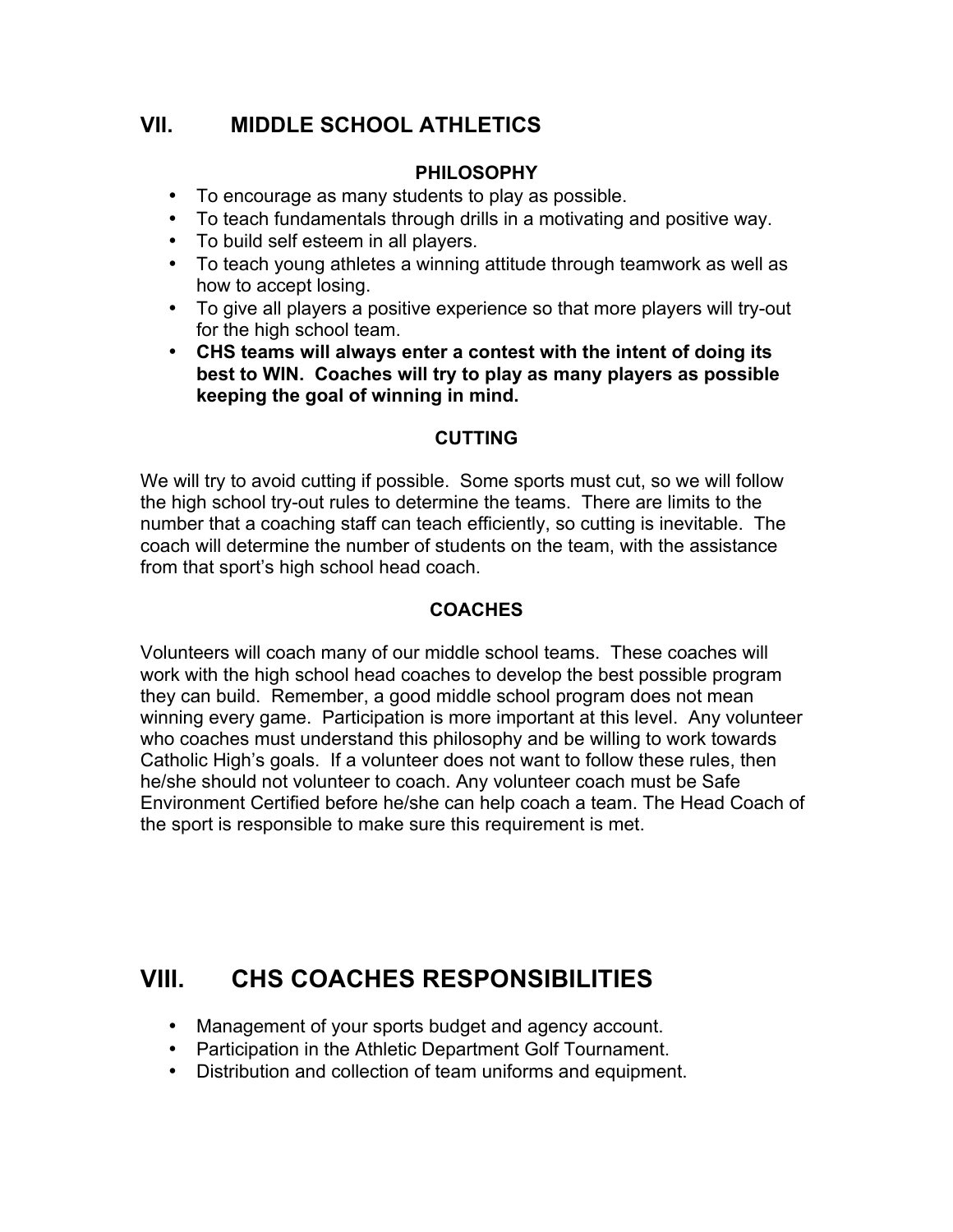## VII. MIDDLE SCHOOL ATHLETICS

### PHILOSOPHY

- To encourage as many students to play as possible.
- To teach fundamentals through drills in a motivating and positive way.
- To build self esteem in all players.
- To teach young athletes a winning attitude through teamwork as well as how to accept losing.
- To give all players a positive experience so that more players will try-out for the high school team.
- **CHS teams will always enter a contest with the intent of doing its best to WIN. Coaches will try to play as many players as possible keeping the goal of winning in mind.**

### CUTTING

We will try to avoid cutting if possible. Some sports must cut, so we will follow the high school try-out rules to determine the teams. There are limits to the number that a coaching staff can teach efficiently, so cutting is inevitable. The coach will determine the number of students on the team, with the assistance from that sport's high school head coach.

### COACHES

Volunteers will coach many of our middle school teams. These coaches will work with the high school head coaches to develop the best possible program they can build. Remember, a good middle school program does not mean winning every game. Participation is more important at this level. Any volunteer who coaches must understand this philosophy and be willing to work towards Catholic High's goals. If a volunteer does not want to follow these rules, then he/she should not volunteer to coach. Any volunteer coach must be Safe Environment Certified before he/she can help coach a team. The Head Coach of the sport is responsible to make sure this requirement is met.

## VIII. CHS COACHES RESPONSIBILITIES

- Management of your sports budget and agency account.
- Participation in the Athletic Department Golf Tournament.
- Distribution and collection of team uniforms and equipment.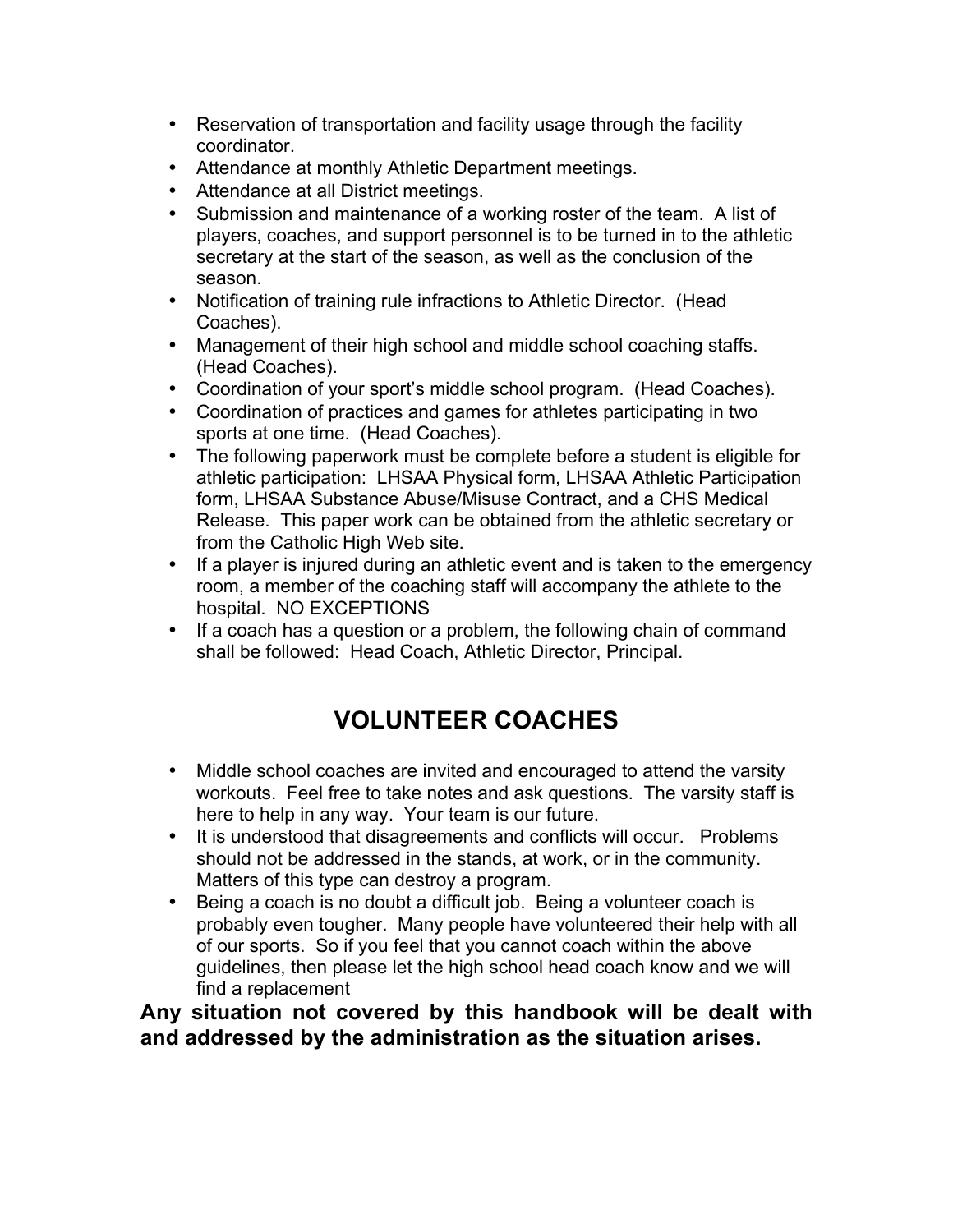- Reservation of transportation and facility usage through the facility coordinator.
- Attendance at monthly Athletic Department meetings.
- Attendance at all District meetings.
- Submission and maintenance of a working roster of the team. A list of players, coaches, and support personnel is to be turned in to the athletic secretary at the start of the season, as well as the conclusion of the season.
- Notification of training rule infractions to Athletic Director. (Head Coaches).
- Management of their high school and middle school coaching staffs. (Head Coaches).
- Coordination of your sport's middle school program. (Head Coaches).
- Coordination of practices and games for athletes participating in two sports at one time. (Head Coaches).
- The following paperwork must be complete before a student is eligible for athletic participation: LHSAA Physical form, LHSAA Athletic Participation form, LHSAA Substance Abuse/Misuse Contract, and a CHS Medical Release. This paper work can be obtained from the athletic secretary or from the Catholic High Web site.
- If a player is injured during an athletic event and is taken to the emergency room, a member of the coaching staff will accompany the athlete to the hospital. NO EXCEPTIONS
- If a coach has a question or a problem, the following chain of command shall be followed: Head Coach, Athletic Director, Principal.

## VOLUNTEER COACHES

- Middle school coaches are invited and encouraged to attend the varsity workouts. Feel free to take notes and ask questions. The varsity staff is here to help in any way. Your team is our future.
- It is understood that disagreements and conflicts will occur. Problems should not be addressed in the stands, at work, or in the community. Matters of this type can destroy a program.
- Being a coach is no doubt a difficult job. Being a volunteer coach is probably even tougher. Many people have volunteered their help with all of our sports. So if you feel that you cannot coach within the above guidelines, then please let the high school head coach know and we will find a replacement

**Any situation not covered by this handbook will be dealt with and addressed by the administration as the situation arises.**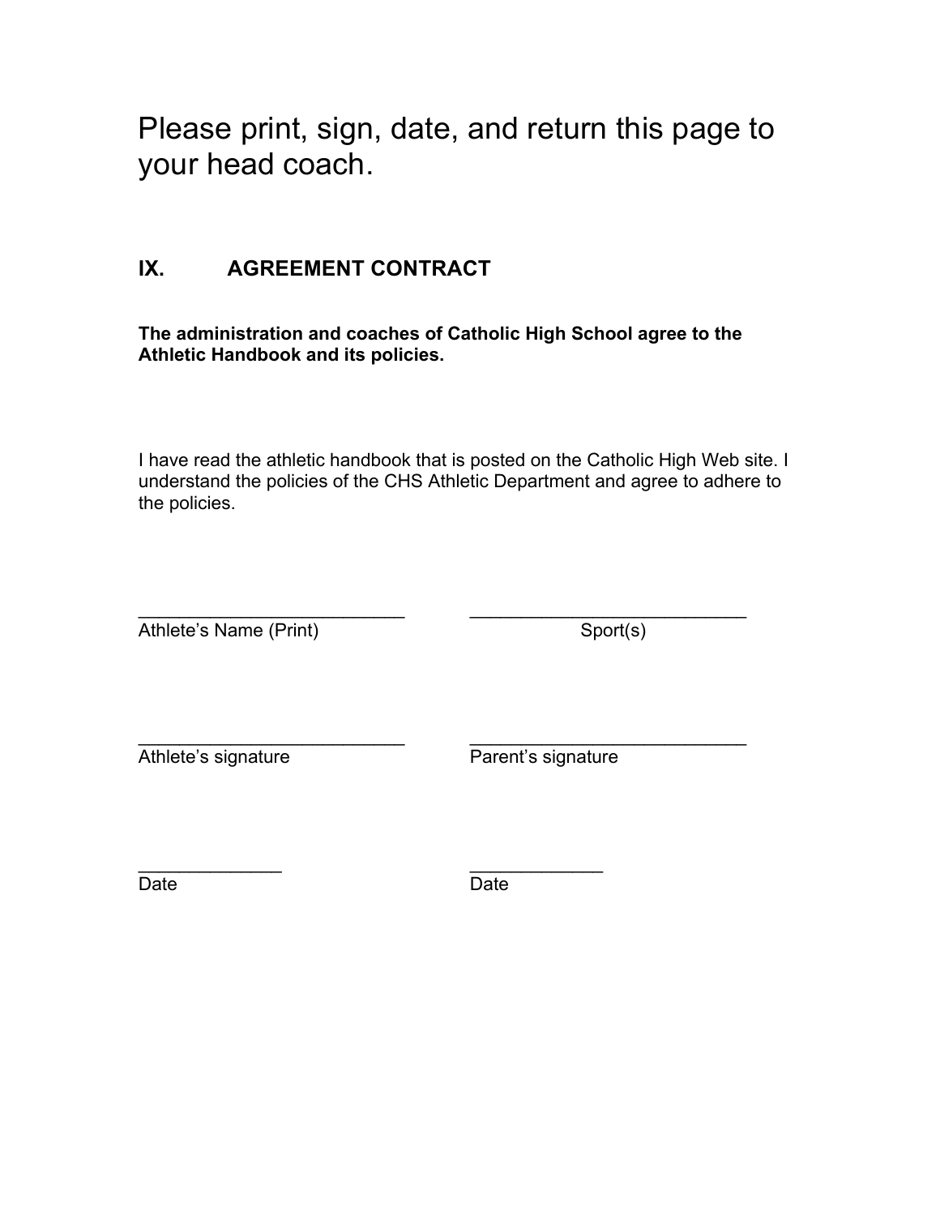Please print, sign, date, and return this page to your head coach.

## IX. AGREEMENT CONTRACT

**The administration and coaches of Catholic High School agree to the Athletic Handbook and its policies.**

I have read the athletic handbook that is posted on the Catholic High Web site. I understand the policies of the CHS Athletic Department and agree to adhere to the policies.

___________________________ ___________________________
Athlete's Name (Print) Sport(s)

___________________________ ___________________________
Athlete's signature Parent's signature

______________ _____________
Date Date